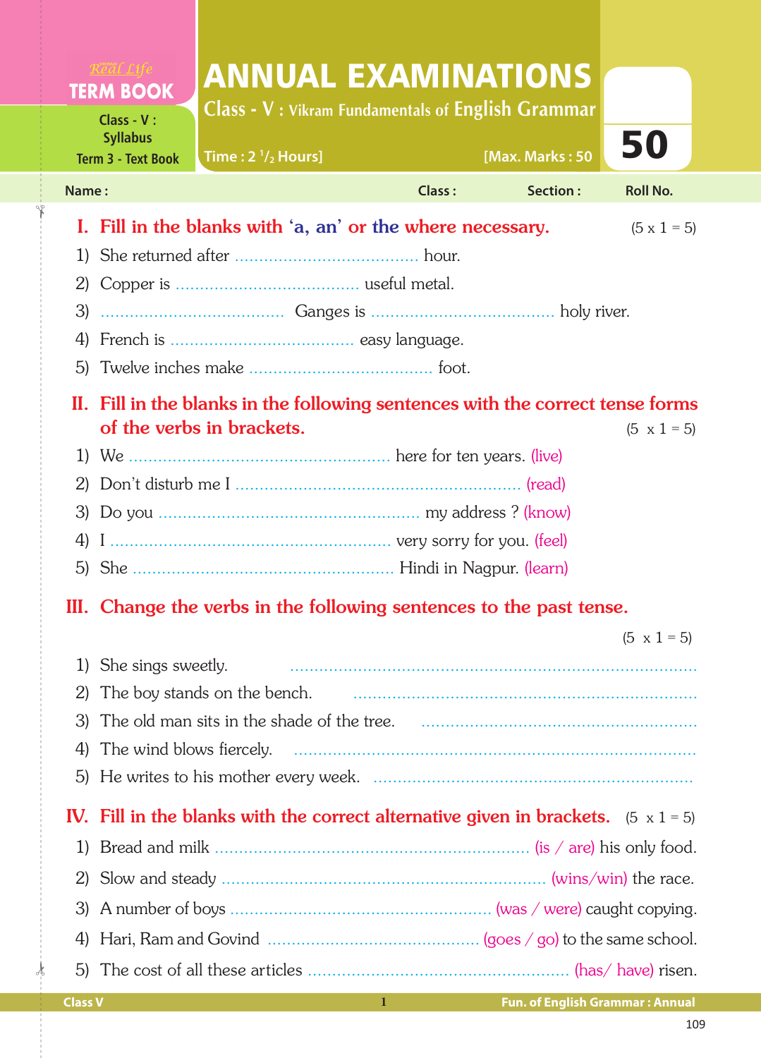Real Life **TERM BOOK**

Class - V : Syllabus
Term 3 - Text Book

# ANNUAL EXAMINATIONS

## Class - V : Vikram Fundamentals of English Grammar

**Time : 2 $^1/_2$ Hours]** **[Max. Marks : 50**

**50**

**Name :** **Class :** **Section :** **Roll No.**

### I. Fill in the blanks with 'a, an' or the where necessary. (5 x 1 = 5)

1) She returned after ...................................... hour.
2) Copper is ...................................... useful metal.
3) ...................................... Ganges is ...................................... holy river.
4) French is ...................................... easy language.
5) Twelve inches make ...................................... foot.

### II. Fill in the blanks in the following sentences with the correct tense forms of the verbs in brackets. (5 x 1 = 5)

1) We ...................................................... here for ten years. (live)
2) Don't disturb me I .......................................................... (read)
3) Do you ...................................................... my address ? (know)
4) I ......................................................... very sorry for you. (feel)
5) She ..................................................... Hindi in Nagpur. (learn)

### III. Change the verbs in the following sentences to the past tense. (5 x 1 = 5)

1) She sings sweetly. ..............................................................................
2) The boy stands on the bench. ..................................................................
3) The old man sits in the shade of the tree. ....................................................
4) The wind blows fiercely. .......................................................................
5) He writes to his mother every week. ...........................................................

### IV. Fill in the blanks with the correct alternative given in brackets. (5 x 1 = 5)

1) Bread and milk ................................................................ (is / are) his only food.
2) Slow and steady ................................................................ (wins/win) the race.
3) A number of boys ..................................................... (was / were) caught copying.
4) Hari, Ram and Govind ............................................ (goes / go) to the same school.
5) The cost of all these articles ...................................................... (has/ have) risen.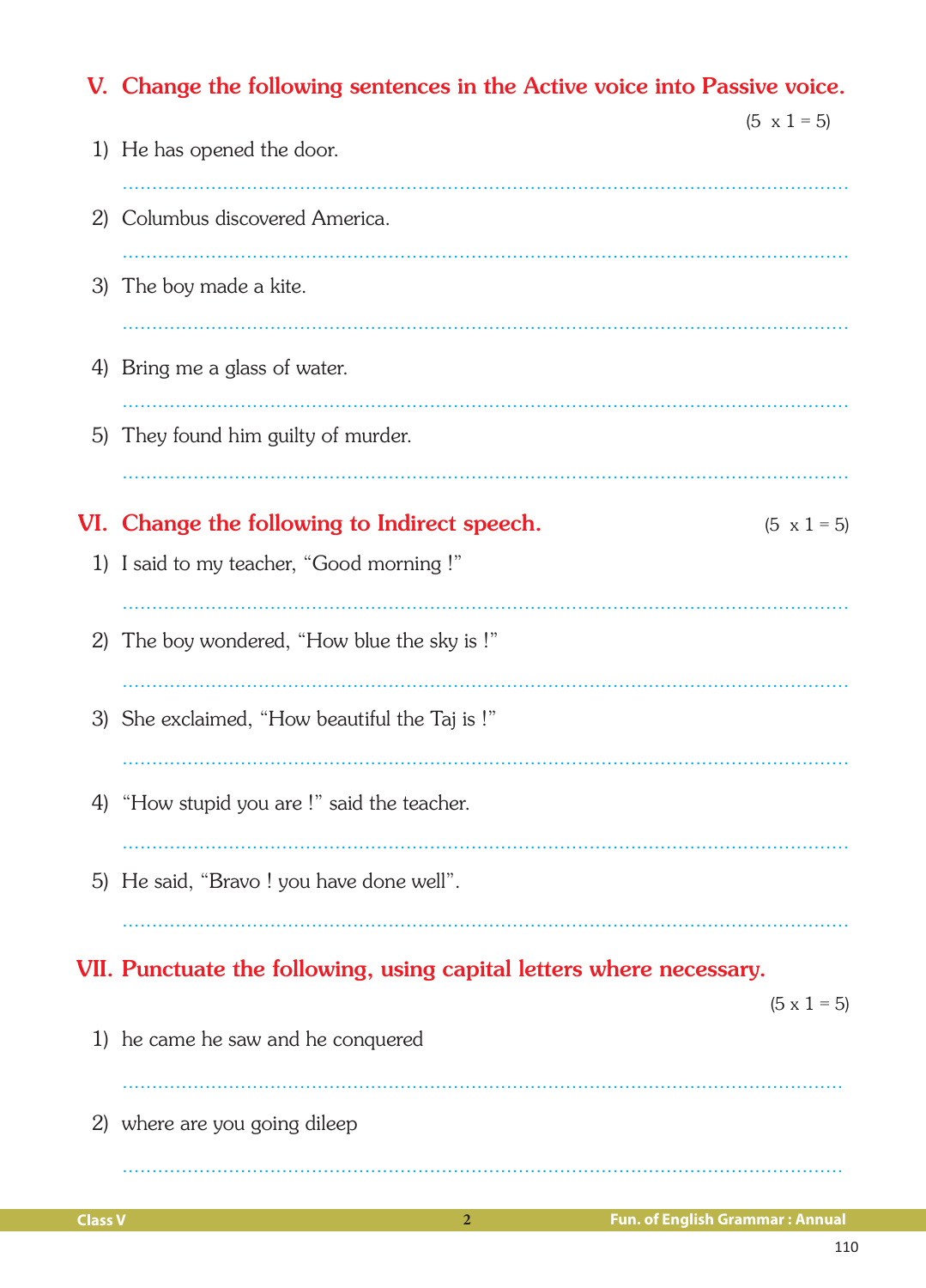## V. Change the following sentences in the Active voice into Passive voice.

(5 x 1 = 5)

1) He has opened the door.

..........................................................................................................................

2) Columbus discovered America.

..........................................................................................................................

3) The boy made a kite.

..........................................................................................................................

4) Bring me a glass of water.

..........................................................................................................................

5) They found him guilty of murder.

..........................................................................................................................

## VI. Change the following to Indirect speech.

(5 x 1 = 5)

1) I said to my teacher, “Good morning !”

..........................................................................................................................

2) The boy wondered, “How blue the sky is !”

..........................................................................................................................

3) She exclaimed, “How beautiful the Taj is !”

..........................................................................................................................

4) “How stupid you are !” said the teacher.

..........................................................................................................................

5) He said, “Bravo ! you have done well”.

..........................................................................................................................

## VII. Punctuate the following, using capital letters where necessary.

(5 x 1 = 5)

1) he came he saw and he conquered

..........................................................................................................................

2) where are you going dileep

..........................................................................................................................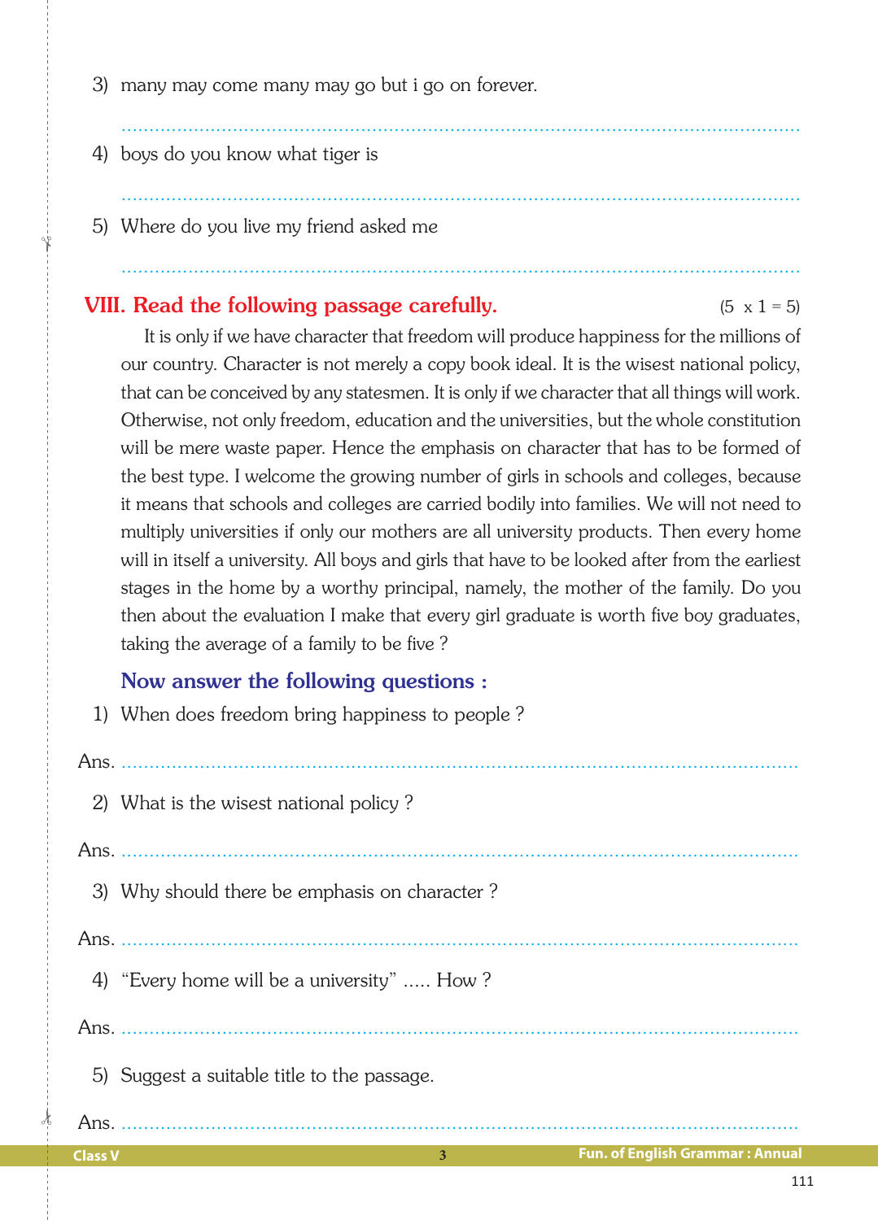3) many may come many may go but i go on forever.

..........................................................................................................

4) boys do you know what tiger is

..........................................................................................................

5) Where do you live my friend asked me

..........................................................................................................

## VIII. Read the following passage carefully. (5 x 1 = 5)

It is only if we have character that freedom will produce happiness for the millions of our country. Character is not merely a copy book ideal. It is the wisest national policy, that can be conceived by any statesmen. It is only if we character that all things will work. Otherwise, not only freedom, education and the universities, but the whole constitution will be mere waste paper. Hence the emphasis on character that has to be formed of the best type. I welcome the growing number of girls in schools and colleges, because it means that schools and colleges are carried bodily into families. We will not need to multiply universities if only our mothers are all university products. Then every home will in itself a university. All boys and girls that have to be looked after from the earliest stages in the home by a worthy principal, namely, the mother of the family. Do you then about the evaluation I make that every girl graduate is worth five boy graduates, taking the average of a family to be five ?

### Now answer the following questions :

1) When does freedom bring happiness to people ?

Ans. ..........................................................................................................

2) What is the wisest national policy ?

Ans. ..........................................................................................................

3) Why should there be emphasis on character ?

Ans. ..........................................................................................................

4) "Every home will be a university" ..... How ?

Ans. ..........................................................................................................

5) Suggest a suitable title to the passage.

Ans. ..........................................................................................................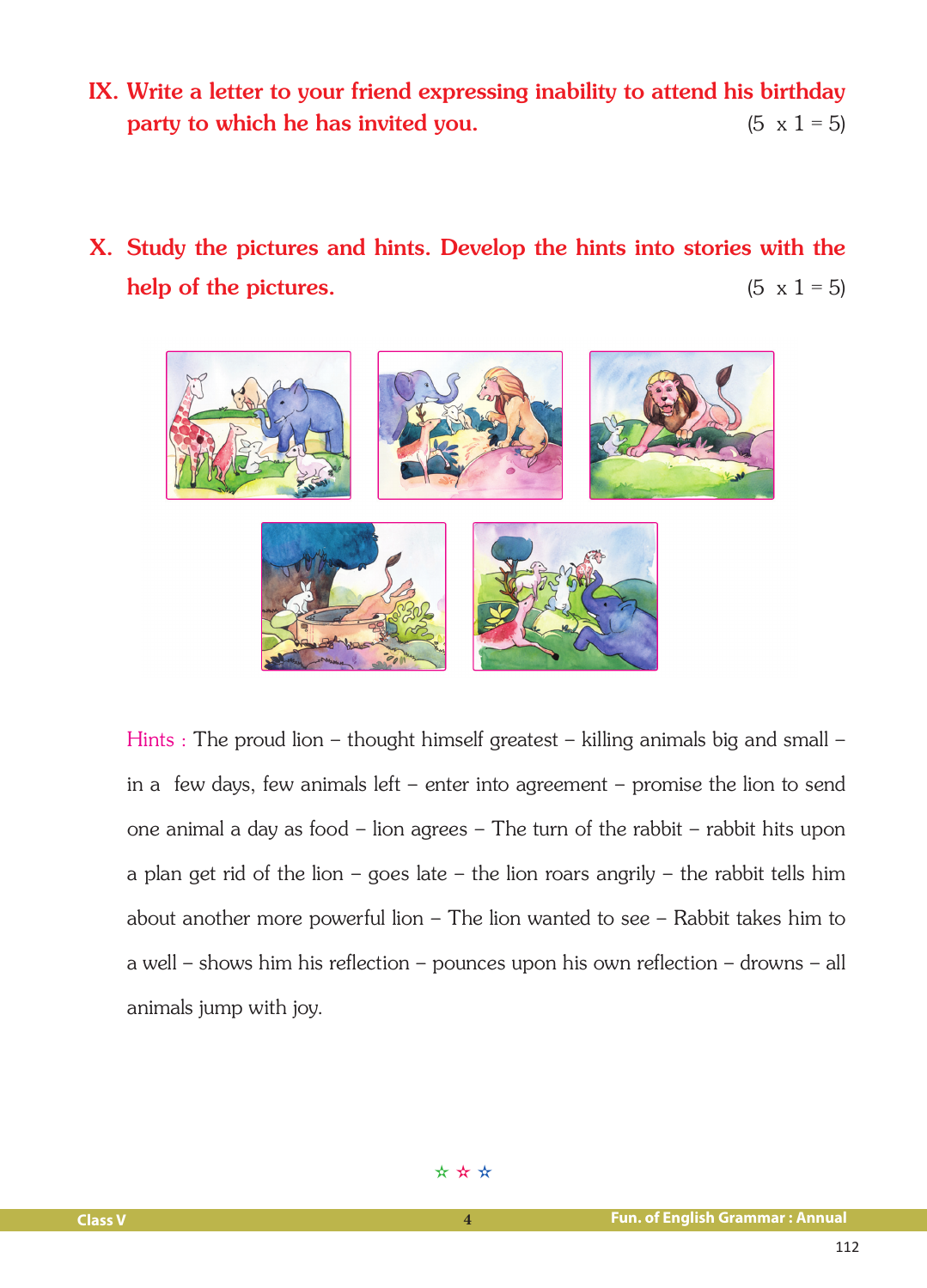**IX. Write a letter to your friend expressing inability to attend his birthday party to which he has invited you.** (5 x 1 = 5)

**X. Study the pictures and hints. Develop the hints into stories with the help of the pictures.** (5 x 1 = 5)

Hints : The proud lion – thought himself greatest – killing animals big and small – in a few days, few animals left – enter into agreement – promise the lion to send one animal a day as food – lion agrees – The turn of the rabbit – rabbit hits upon a plan get rid of the lion – goes late – the lion roars angrily – the rabbit tells him about another more powerful lion – The lion wanted to see – Rabbit takes him to a well – shows him his reflection – pounces upon his own reflection – drowns – all animals jump with joy.

☆ ☆ ☆